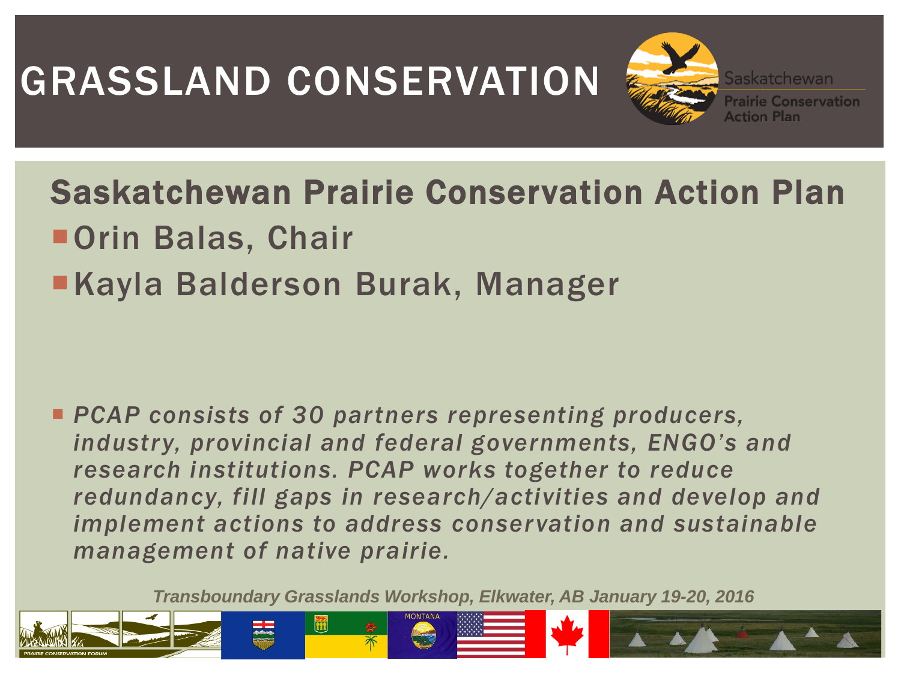# GRASSLAND CONSERVATION

Saskatchewan Prairie Conservation Action Plan

## Saskatchewan Prairie Conservation Action Plan

- Orin Balas, Chair
- Kayla Balderson Burak, Manager

- *PCAP consists of 30 partners representing producers, industry, provincial and federal governments, ENGO's and research institutions. PCAP works together to reduce redundancy, fill gaps in research/activities and develop and implement actions to address conservation and sustainable management of native prairie.*

***Transboundary Grasslands Workshop, Elkwater, AB January 19-20, 2016***

PRAIRIE CONSERVATION FORUM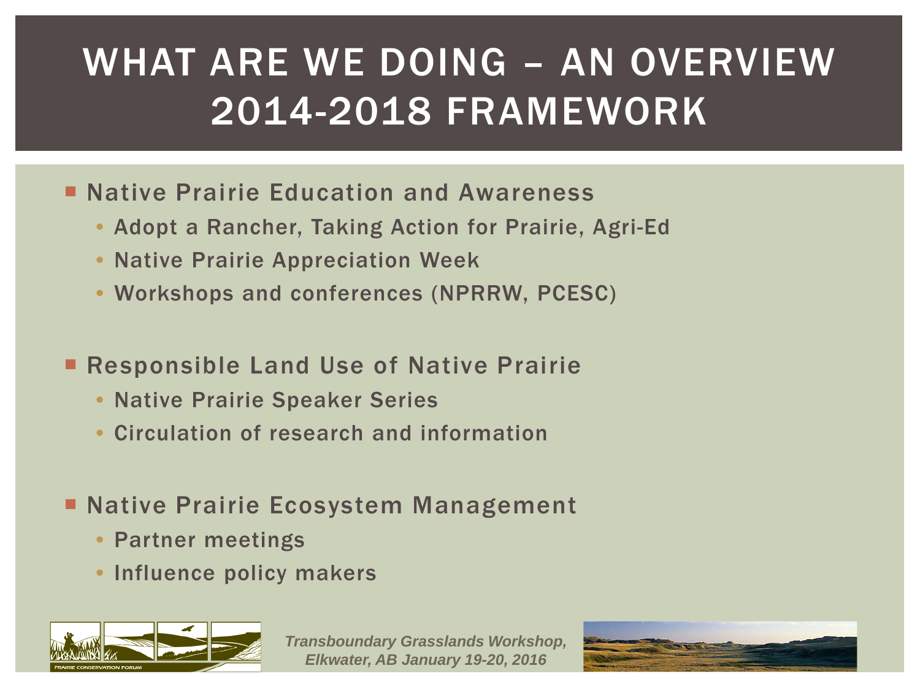# WHAT ARE WE DOING – AN OVERVIEW 2014-2018 FRAMEWORK

- Native Prairie Education and Awareness
  - Adopt a Rancher, Taking Action for Prairie, Agri-Ed
  - Native Prairie Appreciation Week
  - Workshops and conferences (NPRRW, PCESC)
- Responsible Land Use of Native Prairie
  - Native Prairie Speaker Series
  - Circulation of research and information
- Native Prairie Ecosystem Management
  - Partner meetings
  - Influence policy makers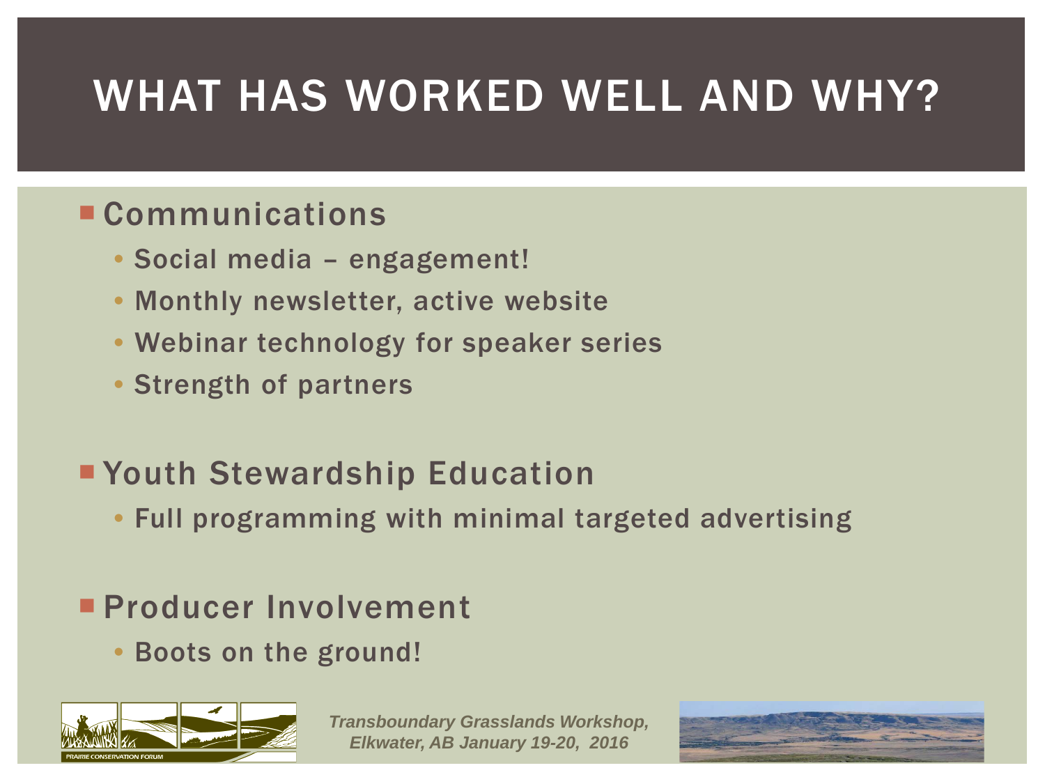# WHAT HAS WORKED WELL AND WHY?

- Communications
  - Social media – engagement!
  - Monthly newsletter, active website
  - Webinar technology for speaker series
  - Strength of partners

- Youth Stewardship Education
  - Full programming with minimal targeted advertising

- Producer Involvement
  - Boots on the ground!

PRAIRIE CONSERVATION FORUM

*Transboundary Grasslands Workshop, Elkwater, AB January 19-20, 2016*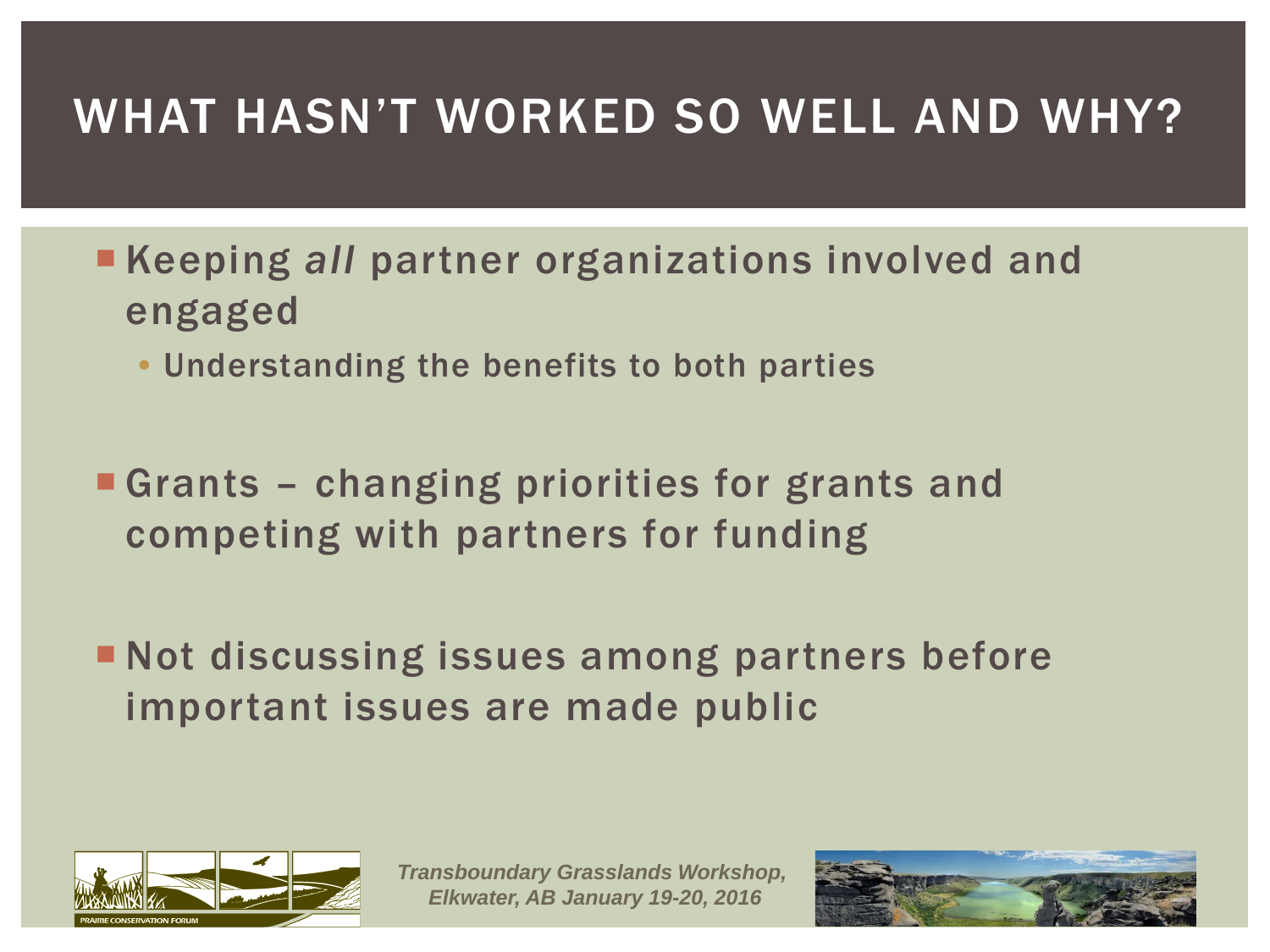# WHAT HASN'T WORKED SO WELL AND WHY?

- Keeping *all* partner organizations involved and engaged
  - Understanding the benefits to both parties
- Grants – changing priorities for grants and competing with partners for funding
- Not discussing issues among partners before important issues are made public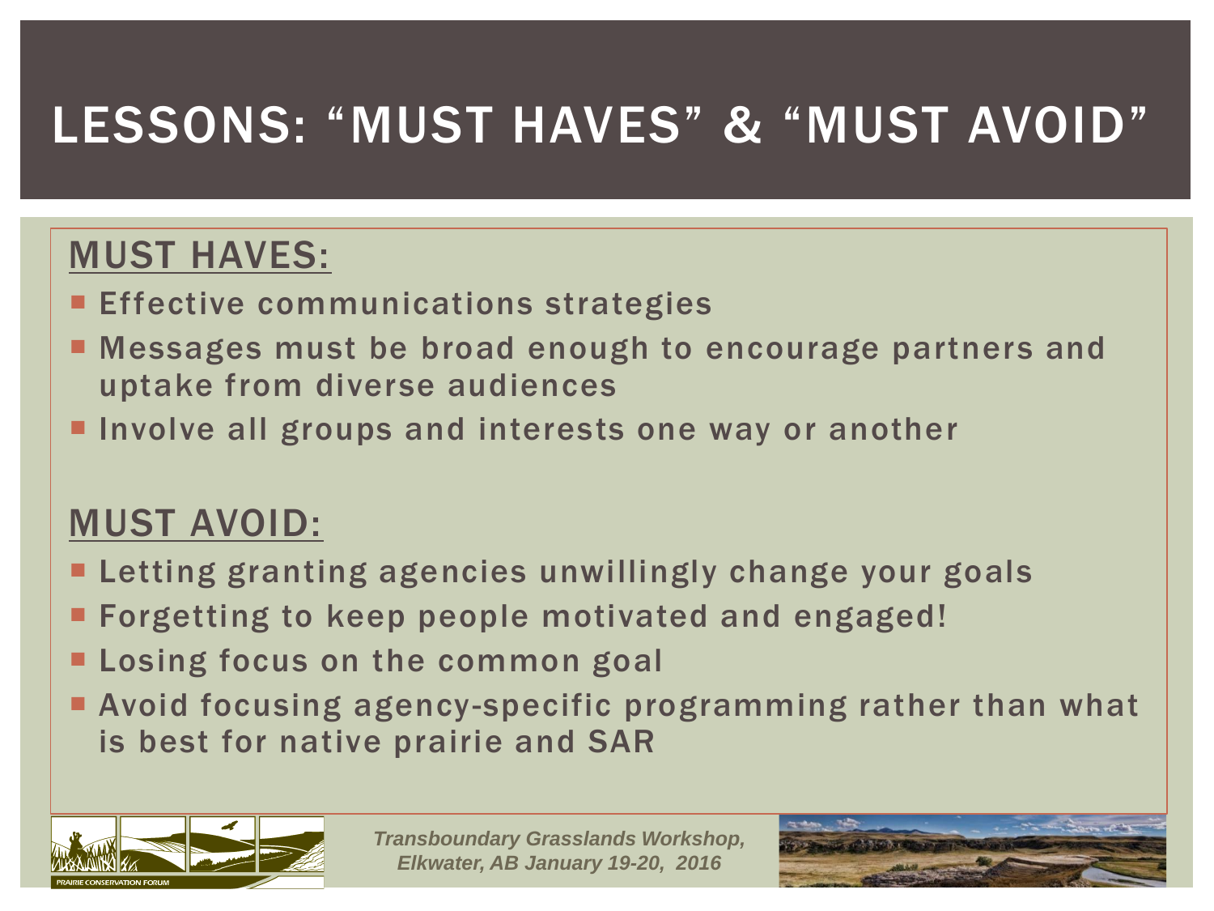# LESSONS: "MUST HAVES" & "MUST AVOID"

## MUST HAVES:

- Effective communications strategies
- Messages must be broad enough to encourage partners and uptake from diverse audiences
- Involve all groups and interests one way or another

## MUST AVOID:

- Letting granting agencies unwillingly change your goals
- Forgetting to keep people motivated and engaged!
- Losing focus on the common goal
- Avoid focusing agency-specific programming rather than what is best for native prairie and SAR

*Transboundary Grasslands Workshop, Elkwater, AB January 19-20, 2016*